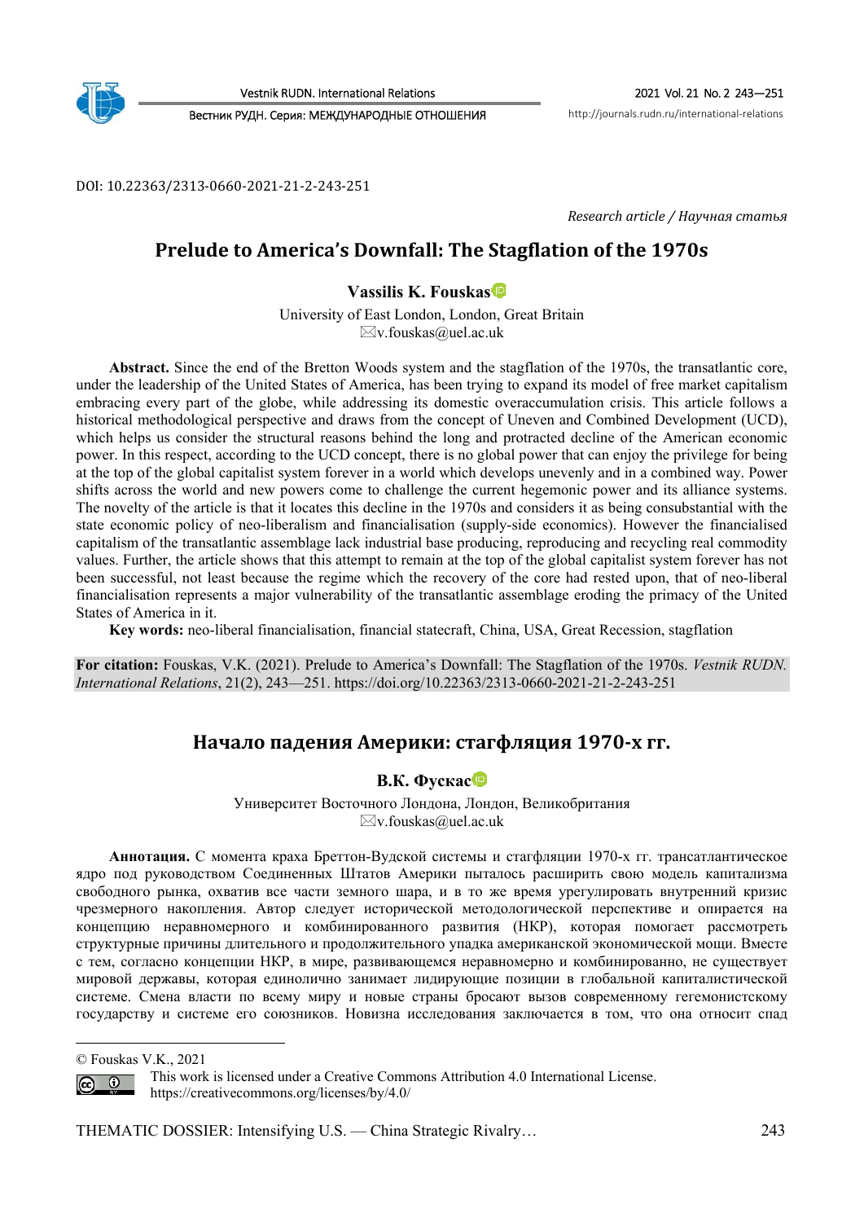DOI: 10.22363/2313-0660-2021-21-2-243-251

*Research article / Научная статья*

# Prelude to America's Downfall: The Stagflation of the 1970s

**Vassilis K. Fouskas**

University of East London, London, Great Britain

✉v.fouskas@uel.ac.uk

**Abstract.** Since the end of the Bretton Woods system and the stagflation of the 1970s, the transatlantic core, under the leadership of the United States of America, has been trying to expand its model of free market capitalism embracing every part of the globe, while addressing its domestic overaccumulation crisis. This article follows a historical methodological perspective and draws from the concept of Uneven and Combined Development (UCD), which helps us consider the structural reasons behind the long and protracted decline of the American economic power. In this respect, according to the UCD concept, there is no global power that can enjoy the privilege for being at the top of the global capitalist system forever in a world which develops unevenly and in a combined way. Power shifts across the world and new powers come to challenge the current hegemonic power and its alliance systems. The novelty of the article is that it locates this decline in the 1970s and considers it as being consubstantial with the state economic policy of neo-liberalism and financialisation (supply-side economics). However the financialised capitalism of the transatlantic assemblage lack industrial base producing, reproducing and recycling real commodity values. Further, the article shows that this attempt to remain at the top of the global capitalist system forever has not been successful, not least because the regime which the recovery of the core had rested upon, that of neo-liberal financialisation represents a major vulnerability of the transatlantic assemblage eroding the primacy of the United States of America in it.

**Key words:** neo-liberal financialisation, financial statecraft, China, USA, Great Recession, stagflation

**For citation:** Fouskas, V.K. (2021). Prelude to America's Downfall: The Stagflation of the 1970s. *Vestnik RUDN. International Relations*, 21(2), 243—251. https://doi.org/10.22363/2313-0660-2021-21-2-243-251

# Начало падения Америки: стагфляция 1970-х гг.

**В.К. Фускас**

Университет Восточного Лондона, Лондон, Великобритания

✉v.fouskas@uel.ac.uk

**Аннотация.** С момента краха Бреттон-Вудской системы и стагфляции 1970-х гг. трансатлантическое ядро под руководством Соединенных Штатов Америки пыталось расширить свою модель капитализма свободного рынка, охватив все части земного шара, и в то же время урегулировать внутренний кризис чрезмерного накопления. Автор следует исторической методологической перспективе и опирается на концепцию неравномерного и комбинированного развития (НКР), которая помогает рассмотреть структурные причины длительного и продолжительного упадка американской экономической мощи. Вместе с тем, согласно концепции НКР, в мире, развивающемся неравномерно и комбинированно, не существует мировой державы, которая единолично занимает лидирующие позиции в глобальной капиталистической системе. Смена власти по всему миру и новые страны бросают вызов современному гегемонистскому государству и системе его союзников. Новизна исследования заключается в том, что она относит спад

© Fouskas V.K., 2021

This work is licensed under a Creative Commons Attribution 4.0 International License. https://creativecommons.org/licenses/by/4.0/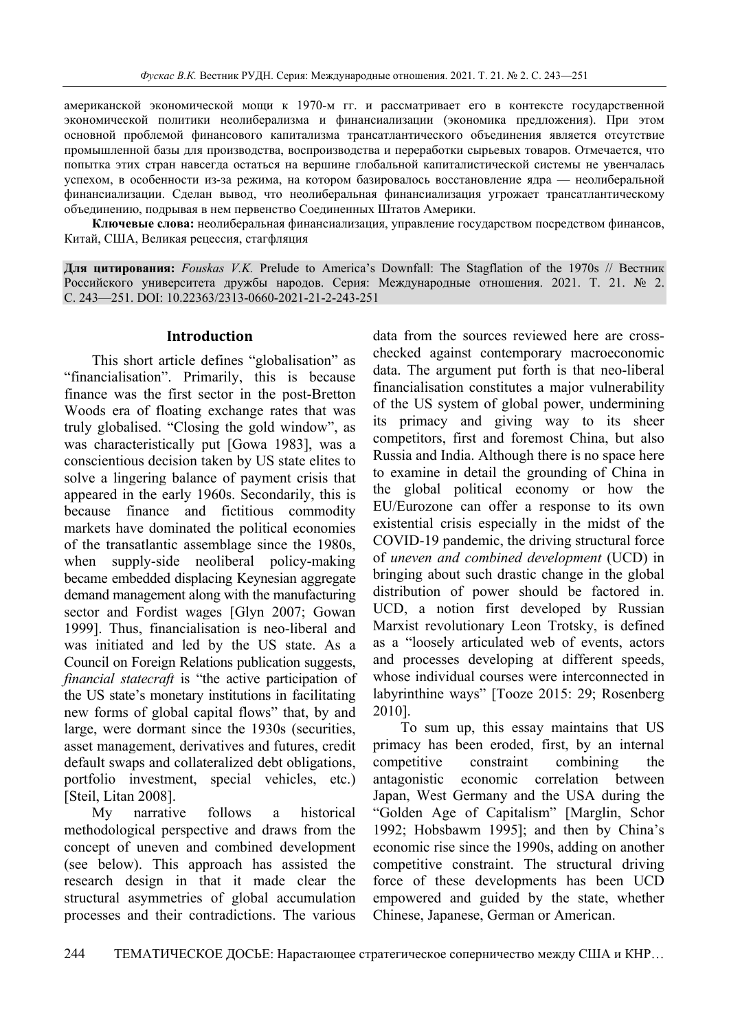американской экономической мощи к 1970-м гг. и рассматривает его в контексте государственной экономической политики неолиберализма и финансиализации (экономика предложения). При этом основной проблемой финансового капитализма трансатлантического объединения является отсутствие промышленной базы для производства, воспроизводства и переработки сырьевых товаров. Отмечается, что попытка этих стран навсегда остаться на вершине глобальной капиталистической системы не увенчалась успехом, в особенности из-за режима, на котором базировалось восстановление ядра — неолиберальной финансиализации. Сделан вывод, что неолиберальная финансиализация угрожает трансатлантическому объединению, подрывая в нем первенство Соединенных Штатов Америки.

**Ключевые слова:** неолиберальная финансиализация, управление государством посредством финансов, Китай, США, Великая рецессия, стагфляция

**Для цитирования:** *Fouskas V.K.* Prelude to America's Downfall: The Stagflation of the 1970s // Вестник Российского университета дружбы народов. Серия: Международные отношения. 2021. Т. 21. № 2. С. 243—251. DOI: 10.22363/2313-0660-2021-21-2-243-251

## Introduction

This short article defines "globalisation" as "financialisation". Primarily, this is because finance was the first sector in the post-Bretton Woods era of floating exchange rates that was truly globalised. "Closing the gold window", as was characteristically put [Gowa 1983], was a conscientious decision taken by US state elites to solve a lingering balance of payment crisis that appeared in the early 1960s. Secondarily, this is because finance and fictitious commodity markets have dominated the political economies of the transatlantic assemblage since the 1980s, when supply-side neoliberal policy-making became embedded displacing Keynesian aggregate demand management along with the manufacturing sector and Fordist wages [Glyn 2007; Gowan 1999]. Thus, financialisation is neo-liberal and was initiated and led by the US state. As a Council on Foreign Relations publication suggests, *financial statecraft* is "the active participation of the US state's monetary institutions in facilitating new forms of global capital flows" that, by and large, were dormant since the 1930s (securities, asset management, derivatives and futures, credit default swaps and collateralized debt obligations, portfolio investment, special vehicles, etc.) [Steil, Litan 2008].

My narrative follows a historical methodological perspective and draws from the concept of uneven and combined development (see below). This approach has assisted the research design in that it made clear the structural asymmetries of global accumulation processes and their contradictions. The various data from the sources reviewed here are cross-checked against contemporary macroeconomic data. The argument put forth is that neo-liberal financialisation constitutes a major vulnerability of the US system of global power, undermining its primacy and giving way to its sheer competitors, first and foremost China, but also Russia and India. Although there is no space here to examine in detail the grounding of China in the global political economy or how the EU/Eurozone can offer a response to its own existential crisis especially in the midst of the COVID-19 pandemic, the driving structural force of *uneven and combined development* (UCD) in bringing about such drastic change in the global distribution of power should be factored in. UCD, a notion first developed by Russian Marxist revolutionary Leon Trotsky, is defined as a "loosely articulated web of events, actors and processes developing at different speeds, whose individual courses were interconnected in labyrinthine ways" [Tooze 2015: 29; Rosenberg 2010].

To sum up, this essay maintains that US primacy has been eroded, first, by an internal competitive constraint combining the antagonistic economic correlation between Japan, West Germany and the USA during the "Golden Age of Capitalism" [Marglin, Schor 1992; Hobsbawm 1995]; and then by China's economic rise since the 1990s, adding on another competitive constraint. The structural driving force of these developments has been UCD empowered and guided by the state, whether Chinese, Japanese, German or American.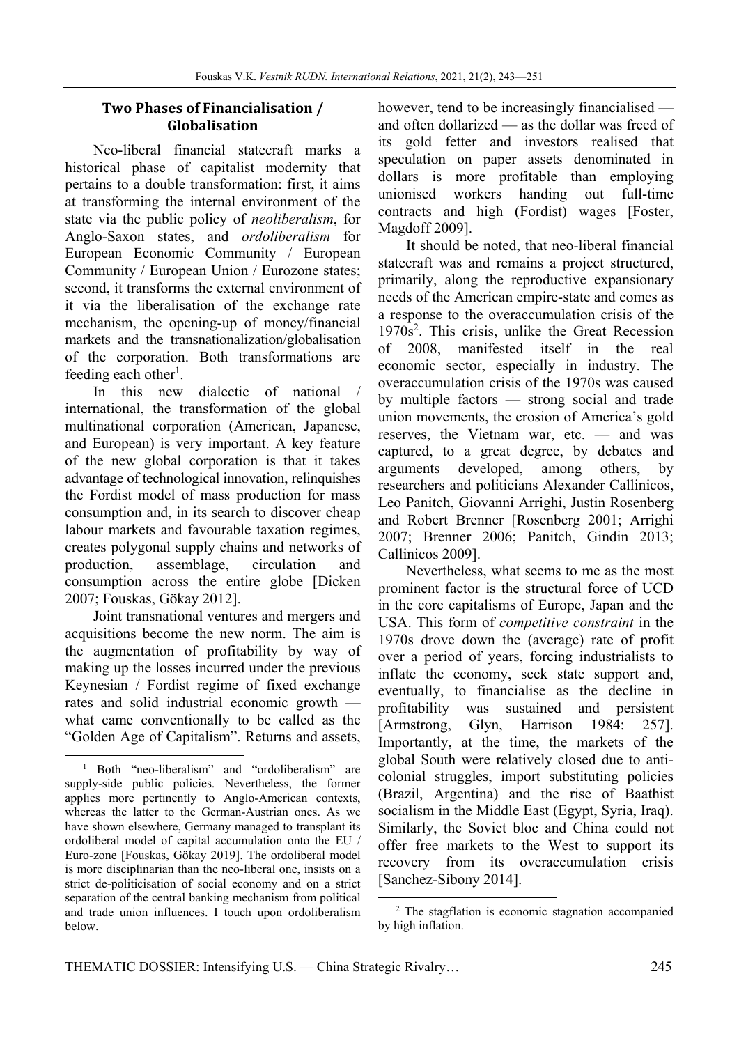## Two Phases of Financialisation / Globalisation

Neo-liberal financial statecraft marks a historical phase of capitalist modernity that pertains to a double transformation: first, it aims at transforming the internal environment of the state via the public policy of *neoliberalism*, for Anglo-Saxon states, and *ordoliberalism* for European Economic Community / European Community / European Union / Eurozone states; second, it transforms the external environment of it via the liberalisation of the exchange rate mechanism, the opening-up of money/financial markets and the transnationalization/globalisation of the corporation. Both transformations are feeding each other[1].

In this new dialectic of national / international, the transformation of the global multinational corporation (American, Japanese, and European) is very important. A key feature of the new global corporation is that it takes advantage of technological innovation, relinquishes the Fordist model of mass production for mass consumption and, in its search to discover cheap labour markets and favourable taxation regimes, creates polygonal supply chains and networks of production, assemblage, circulation and consumption across the entire globe [Dicken 2007; Fouskas, Gökay 2012].

Joint transnational ventures and mergers and acquisitions become the new norm. The aim is the augmentation of profitability by way of making up the losses incurred under the previous Keynesian / Fordist regime of fixed exchange rates and solid industrial economic growth — what came conventionally to be called as the "Golden Age of Capitalism". Returns and assets, however, tend to be increasingly financialised — and often dollarized — as the dollar was freed of its gold fetter and investors realised that speculation on paper assets denominated in dollars is more profitable than employing unionised workers handing out full-time contracts and high (Fordist) wages [Foster, Magdoff 2009].

It should be noted, that neo-liberal financial statecraft was and remains a project structured, primarily, along the reproductive expansionary needs of the American empire-state and comes as a response to the overaccumulation crisis of the 1970s[2]. This crisis, unlike the Great Recession of 2008, manifested itself in the real economic sector, especially in industry. The overaccumulation crisis of the 1970s was caused by multiple factors — strong social and trade union movements, the erosion of America's gold reserves, the Vietnam war, etc. — and was captured, to a great degree, by debates and arguments developed, among others, by researchers and politicians Alexander Callinicos, Leo Panitch, Giovanni Arrighi, Justin Rosenberg and Robert Brenner [Rosenberg 2001; Arrighi 2007; Brenner 2006; Panitch, Gindin 2013; Callinicos 2009].

Nevertheless, what seems to me as the most prominent factor is the structural force of UCD in the core capitalisms of Europe, Japan and the USA. This form of *competitive constraint* in the 1970s drove down the (average) rate of profit over a period of years, forcing industrialists to inflate the economy, seek state support and, eventually, to financialise as the decline in profitability was sustained and persistent [Armstrong, Glyn, Harrison 1984: 257]. Importantly, at the time, the markets of the global South were relatively closed due to anti-colonial struggles, import substituting policies (Brazil, Argentina) and the rise of Baathist socialism in the Middle East (Egypt, Syria, Iraq). Similarly, the Soviet bloc and China could not offer free markets to the West to support its recovery from its overaccumulation crisis [Sanchez-Sibony 2014].

---

[1] Both "neo-liberalism" and "ordoliberalism" are supply-side public policies. Nevertheless, the former applies more pertinently to Anglo-American contexts, whereas the latter to the German-Austrian ones. As we have shown elsewhere, Germany managed to transplant its ordoliberal model of capital accumulation onto the EU / Euro-zone [Fouskas, Gökay 2019]. The ordoliberal model is more disciplinarian than the neo-liberal one, insists on a strict de-politicisation of social economy and on a strict separation of the central banking mechanism from political and trade union influences. I touch upon ordoliberalism below.

[2] The stagflation is economic stagnation accompanied by high inflation.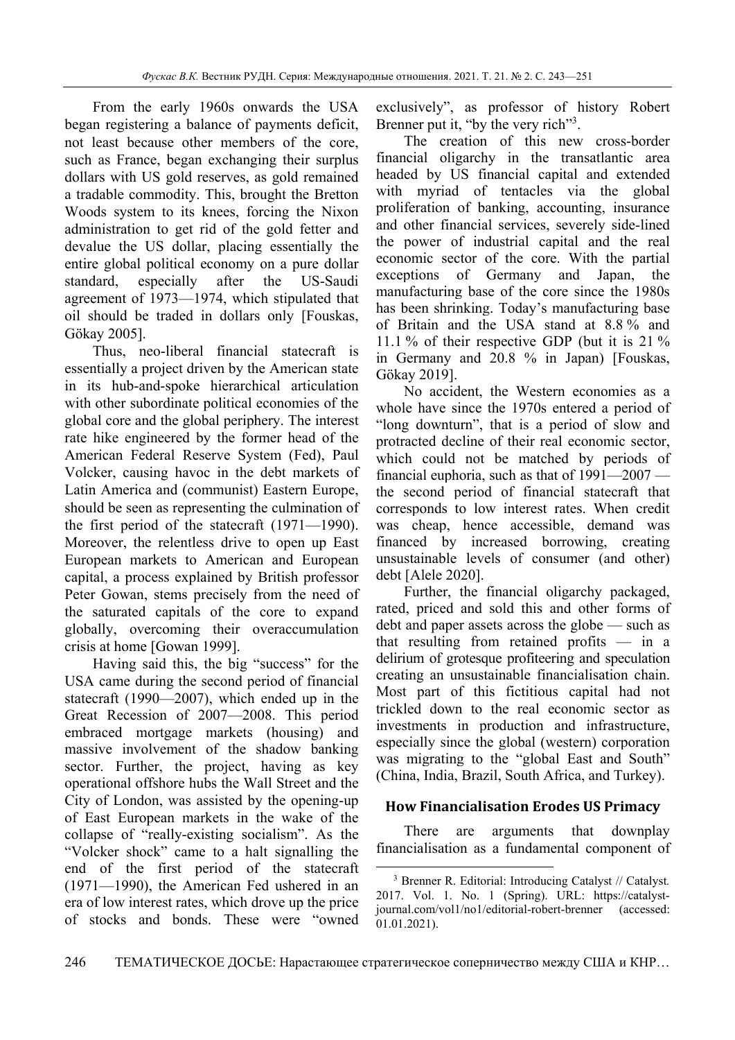From the early 1960s onwards the USA began registering a balance of payments deficit, not least because other members of the core, such as France, began exchanging their surplus dollars with US gold reserves, as gold remained a tradable commodity. This, brought the Bretton Woods system to its knees, forcing the Nixon administration to get rid of the gold fetter and devalue the US dollar, placing essentially the entire global political economy on a pure dollar standard, especially after the US-Saudi agreement of 1973—1974, which stipulated that oil should be traded in dollars only [Fouskas, Gökay 2005].

Thus, neo-liberal financial statecraft is essentially a project driven by the American state in its hub-and-spoke hierarchical articulation with other subordinate political economies of the global core and the global periphery. The interest rate hike engineered by the former head of the American Federal Reserve System (Fed), Paul Volcker, causing havoc in the debt markets of Latin America and (communist) Eastern Europe, should be seen as representing the culmination of the first period of the statecraft (1971—1990). Moreover, the relentless drive to open up East European markets to American and European capital, a process explained by British professor Peter Gowan, stems precisely from the need of the saturated capitals of the core to expand globally, overcoming their overaccumulation crisis at home [Gowan 1999].

Having said this, the big "success" for the USA came during the second period of financial statecraft (1990—2007), which ended up in the Great Recession of 2007—2008. This period embraced mortgage markets (housing) and massive involvement of the shadow banking sector. Further, the project, having as key operational offshore hubs the Wall Street and the City of London, was assisted by the opening-up of East European markets in the wake of the collapse of "really-existing socialism". As the "Volcker shock" came to a halt signalling the end of the first period of the statecraft (1971—1990), the American Fed ushered in an era of low interest rates, which drove up the price of stocks and bonds. These were "owned exclusively", as professor of history Robert Brenner put it, "by the very rich"[3].

The creation of this new cross-border financial oligarchy in the transatlantic area headed by US financial capital and extended with myriad of tentacles via the global proliferation of banking, accounting, insurance and other financial services, severely side-lined the power of industrial capital and the real economic sector of the core. With the partial exceptions of Germany and Japan, the manufacturing base of the core since the 1980s has been shrinking. Today's manufacturing base of Britain and the USA stand at 8.8 % and 11.1 % of their respective GDP (but it is 21 % in Germany and 20.8 % in Japan) [Fouskas, Gökay 2019].

No accident, the Western economies as a whole have since the 1970s entered a period of "long downturn", that is a period of slow and protracted decline of their real economic sector, which could not be matched by periods of financial euphoria, such as that of 1991—2007 — the second period of financial statecraft that corresponds to low interest rates. When credit was cheap, hence accessible, demand was financed by increased borrowing, creating unsustainable levels of consumer (and other) debt [Alele 2020].

Further, the financial oligarchy packaged, rated, priced and sold this and other forms of debt and paper assets across the globe — such as that resulting from retained profits — in a delirium of grotesque profiteering and speculation creating an unsustainable financialisation chain. Most part of this fictitious capital had not trickled down to the real economic sector as investments in production and infrastructure, especially since the global (western) corporation was migrating to the "global East and South" (China, India, Brazil, South Africa, and Turkey).

## How Financialisation Erodes US Primacy

There are arguments that downplay financialisation as a fundamental component of

---

[3] Brenner R. Editorial: Introducing Catalyst // Catalyst. 2017. Vol. 1. No. 1 (Spring). URL: https://catalyst-journal.com/vol1/no1/editorial-robert-brenner (accessed: 01.01.2021).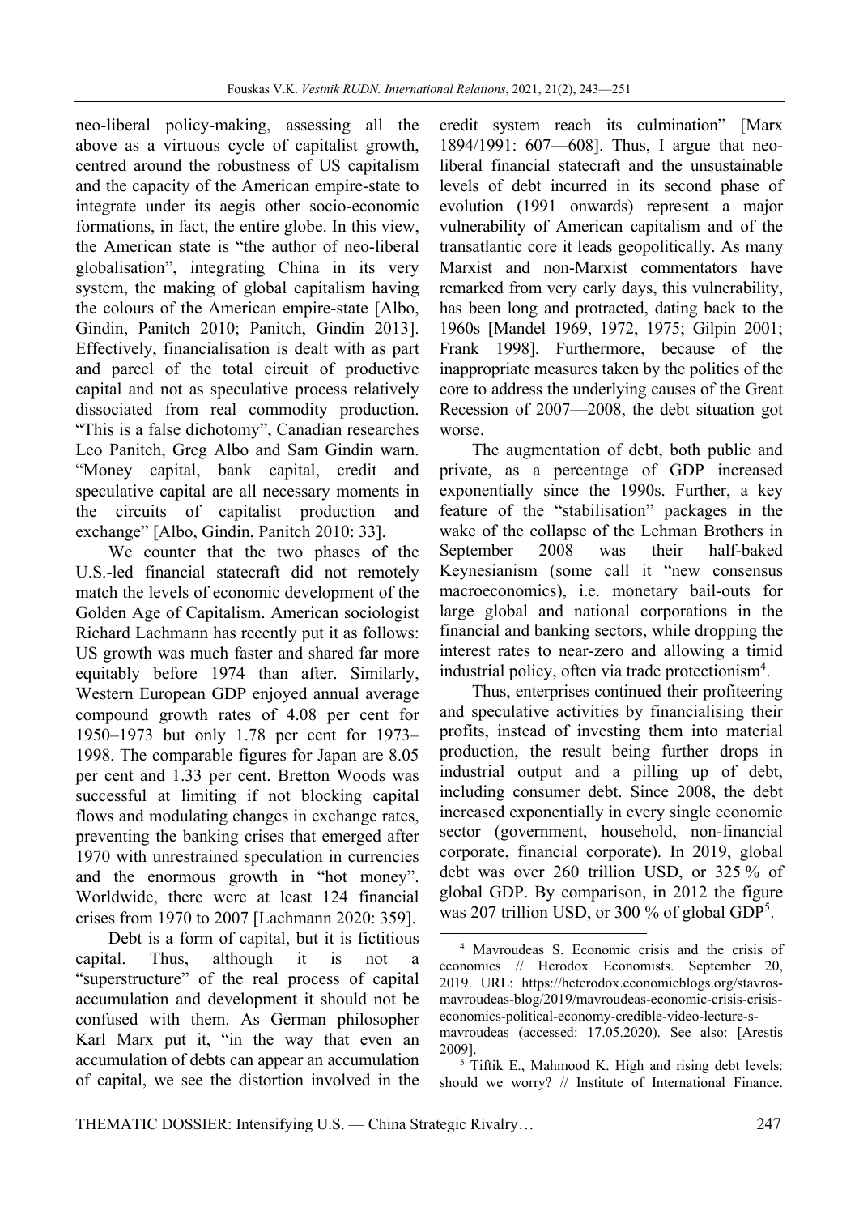neo-liberal policy-making, assessing all the above as a virtuous cycle of capitalist growth, centred around the robustness of US capitalism and the capacity of the American empire-state to integrate under its aegis other socio-economic formations, in fact, the entire globe. In this view, the American state is "the author of neo-liberal globalisation", integrating China in its very system, the making of global capitalism having the colours of the American empire-state [Albo, Gindin, Panitch 2010; Panitch, Gindin 2013]. Effectively, financialisation is dealt with as part and parcel of the total circuit of productive capital and not as speculative process relatively dissociated from real commodity production. "This is a false dichotomy", Canadian researches Leo Panitch, Greg Albo and Sam Gindin warn. "Money capital, bank capital, credit and speculative capital are all necessary moments in the circuits of capitalist production and exchange" [Albo, Gindin, Panitch 2010: 33].

We counter that the two phases of the U.S.-led financial statecraft did not remotely match the levels of economic development of the Golden Age of Capitalism. American sociologist Richard Lachmann has recently put it as follows: US growth was much faster and shared far more equitably before 1974 than after. Similarly, Western European GDP enjoyed annual average compound growth rates of 4.08 per cent for 1950–1973 but only 1.78 per cent for 1973–1998. The comparable figures for Japan are 8.05 per cent and 1.33 per cent. Bretton Woods was successful at limiting if not blocking capital flows and modulating changes in exchange rates, preventing the banking crises that emerged after 1970 with unrestrained speculation in currencies and the enormous growth in "hot money". Worldwide, there were at least 124 financial crises from 1970 to 2007 [Lachmann 2020: 359].

Debt is a form of capital, but it is fictitious capital. Thus, although it is not a "superstructure" of the real process of capital accumulation and development it should not be confused with them. As German philosopher Karl Marx put it, "in the way that even an accumulation of debts can appear an accumulation of capital, we see the distortion involved in the credit system reach its culmination" [Marx 1894/1991: 607—608]. Thus, I argue that neo-liberal financial statecraft and the unsustainable levels of debt incurred in its second phase of evolution (1991 onwards) represent a major vulnerability of American capitalism and of the transatlantic core it leads geopolitically. As many Marxist and non-Marxist commentators have remarked from very early days, this vulnerability, has been long and protracted, dating back to the 1960s [Mandel 1969, 1972, 1975; Gilpin 2001; Frank 1998]. Furthermore, because of the inappropriate measures taken by the polities of the core to address the underlying causes of the Great Recession of 2007—2008, the debt situation got worse.

The augmentation of debt, both public and private, as a percentage of GDP increased exponentially since the 1990s. Further, a key feature of the "stabilisation" packages in the wake of the collapse of the Lehman Brothers in September 2008 was their half-baked Keynesianism (some call it "new consensus macroeconomics), i.e. monetary bail-outs for large global and national corporations in the financial and banking sectors, while dropping the interest rates to near-zero and allowing a timid industrial policy, often via trade protectionism[4].

Thus, enterprises continued their profiteering and speculative activities by financialising their profits, instead of investing them into material production, the result being further drops in industrial output and a pilling up of debt, including consumer debt. Since 2008, the debt increased exponentially in every single economic sector (government, household, non-financial corporate, financial corporate). In 2019, global debt was over 260 trillion USD, or 325 % of global GDP. By comparison, in 2012 the figure was 207 trillion USD, or 300 % of global GDP[5].

---

[4] Mavroudeas S. Economic crisis and the crisis of economics // Herodox Economists. September 20, 2019. URL: https://heterodox.economicblogs.org/stavros-mavroudeas-blog/2019/mavroudeas-economic-crisis-crisis-economics-political-economy-credible-video-lecture-s-mavroudeas (accessed: 17.05.2020). See also: [Arestis 2009].

[5] Tiftik E., Mahmood K. High and rising debt levels: should we worry? // Institute of International Finance.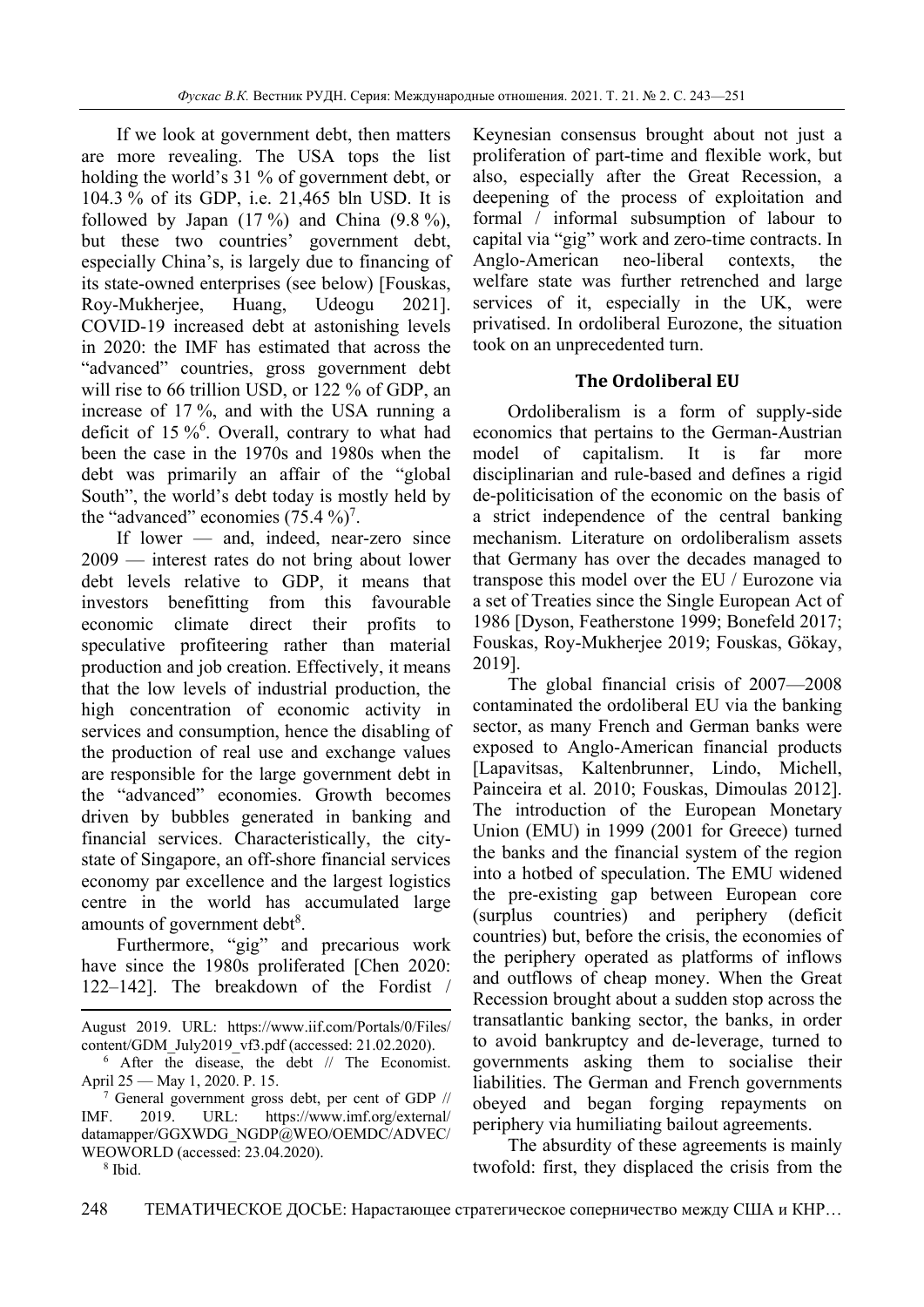If we look at government debt, then matters are more revealing. The USA tops the list holding the world's 31 % of government debt, or 104.3 % of its GDP, i.e. 21,465 bln USD. It is followed by Japan (17 %) and China (9.8 %), but these two countries' government debt, especially China's, is largely due to financing of its state-owned enterprises (see below) [Fouskas, Roy-Mukherjee, Huang, Udeogu 2021]. COVID-19 increased debt at astonishing levels in 2020: the IMF has estimated that across the "advanced" countries, gross government debt will rise to 66 trillion USD, or 122 % of GDP, an increase of 17 %, and with the USA running a deficit of 15 %[6]. Overall, contrary to what had been the case in the 1970s and 1980s when the debt was primarily an affair of the "global South", the world's debt today is mostly held by the "advanced" economies (75.4 %)[7].

If lower — and, indeed, near-zero since 2009 — interest rates do not bring about lower debt levels relative to GDP, it means that investors benefitting from this favourable economic climate direct their profits to speculative profiteering rather than material production and job creation. Effectively, it means that the low levels of industrial production, the high concentration of economic activity in services and consumption, hence the disabling of the production of real use and exchange values are responsible for the large government debt in the "advanced" economies. Growth becomes driven by bubbles generated in banking and financial services. Characteristically, the city-state of Singapore, an off-shore financial services economy par excellence and the largest logistics centre in the world has accumulated large amounts of government debt[8].

Furthermore, "gig" and precarious work have since the 1980s proliferated [Chen 2020: 122–142]. The breakdown of the Fordist / Keynesian consensus brought about not just a proliferation of part-time and flexible work, but also, especially after the Great Recession, a deepening of the process of exploitation and formal / informal subsumption of labour to capital via "gig" work and zero-time contracts. In Anglo-American neo-liberal contexts, the welfare state was further retrenched and large services of it, especially in the UK, were privatised. In ordoliberal Eurozone, the situation took on an unprecedented turn.

## The Ordoliberal EU

Ordoliberalism is a form of supply-side economics that pertains to the German-Austrian model of capitalism. It is far more disciplinarian and rule-based and defines a rigid de-politicisation of the economic on the basis of a strict independence of the central banking mechanism. Literature on ordoliberalism assets that Germany has over the decades managed to transpose this model over the EU / Eurozone via a set of Treaties since the Single European Act of 1986 [Dyson, Featherstone 1999; Bonefeld 2017; Fouskas, Roy-Mukherjee 2019; Fouskas, Gökay, 2019].

The global financial crisis of 2007—2008 contaminated the ordoliberal EU via the banking sector, as many French and German banks were exposed to Anglo-American financial products [Lapavitsas, Kaltenbrunner, Lindo, Michell, Painceira et al. 2010; Fouskas, Dimoulas 2012]. The introduction of the European Monetary Union (EMU) in 1999 (2001 for Greece) turned the banks and the financial system of the region into a hotbed of speculation. The EMU widened the pre-existing gap between European core (surplus countries) and periphery (deficit countries) but, before the crisis, the economies of the periphery operated as platforms of inflows and outflows of cheap money. When the Great Recession brought about a sudden stop across the transatlantic banking sector, the banks, in order to avoid bankruptcy and de-leverage, turned to governments asking them to socialise their liabilities. The German and French governments obeyed and began forging repayments on periphery via humiliating bailout agreements.

The absurdity of these agreements is mainly twofold: first, they displaced the crisis from the

---

August 2019. URL: https://www.iif.com/Portals/0/Files/content/GDM_July2019_vf3.pdf (accessed: 21.02.2020).

[6] After the disease, the debt // The Economist. April 25 — May 1, 2020. P. 15.

[7] General government gross debt, per cent of GDP // IMF. 2019. URL: https://www.imf.org/external/datamapper/GGXWDG_NGDP@WEO/OEMDC/ADVEC/WEOWORLD (accessed: 23.04.2020).

[8] Ibid.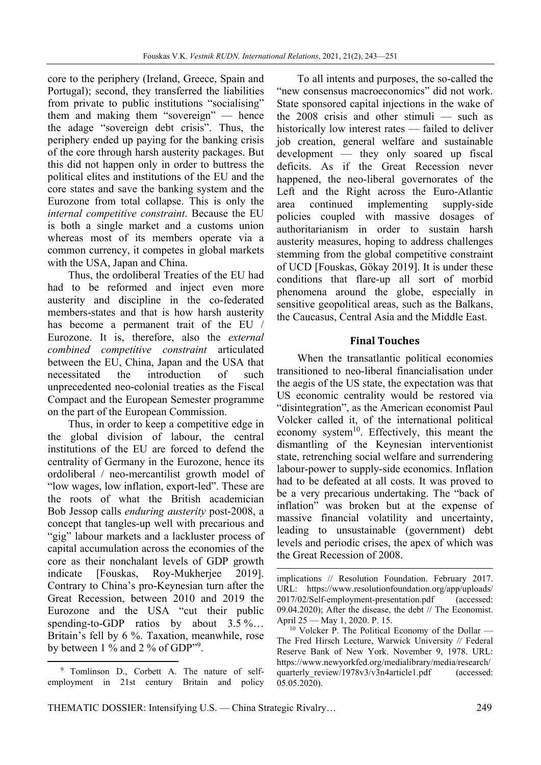core to the periphery (Ireland, Greece, Spain and Portugal); second, they transferred the liabilities from private to public institutions "socialising" them and making them "sovereign" — hence the adage "sovereign debt crisis". Thus, the periphery ended up paying for the banking crisis of the core through harsh austerity packages. But this did not happen only in order to buttress the political elites and institutions of the EU and the core states and save the banking system and the Eurozone from total collapse. This is only the *internal competitive constraint*. Because the EU is both a single market and a customs union whereas most of its members operate via a common currency, it competes in global markets with the USA, Japan and China.

Thus, the ordoliberal Treaties of the EU had had to be reformed and inject even more austerity and discipline in the co-federated members-states and that is how harsh austerity has become a permanent trait of the EU / Eurozone. It is, therefore, also the *external combined competitive constraint* articulated between the EU, China, Japan and the USA that necessitated the introduction of such unprecedented neo-colonial treaties as the Fiscal Compact and the European Semester programme on the part of the European Commission.

Thus, in order to keep a competitive edge in the global division of labour, the central institutions of the EU are forced to defend the centrality of Germany in the Eurozone, hence its ordoliberal / neo-mercantilist growth model of "low wages, low inflation, export-led". These are the roots of what the British academician Bob Jessop calls *enduring austerity* post-2008, a concept that tangles-up well with precarious and "gig" labour markets and a lackluster process of capital accumulation across the economies of the core as their nonchalant levels of GDP growth indicate [Fouskas, Roy-Mukherjee 2019]. Contrary to China's pro-Keynesian turn after the Great Recession, between 2010 and 2019 the Eurozone and the USA "cut their public spending-to-GDP ratios by about 3.5 %… Britain's fell by 6 %. Taxation, meanwhile, rose by between 1 % and 2 % of GDP"[9].

To all intents and purposes, the so-called the "new consensus macroeconomics" did not work. State sponsored capital injections in the wake of the 2008 crisis and other stimuli — such as historically low interest rates — failed to deliver job creation, general welfare and sustainable development — they only soared up fiscal deficits. As if the Great Recession never happened, the neo-liberal governorates of the Left and the Right across the Euro-Atlantic area continued implementing supply-side policies coupled with massive dosages of authoritarianism in order to sustain harsh austerity measures, hoping to address challenges stemming from the global competitive constraint of UCD [Fouskas, Gökay 2019]. It is under these conditions that flare-up all sort of morbid phenomena around the globe, especially in sensitive geopolitical areas, such as the Balkans, the Caucasus, Central Asia and the Middle East.

## Final Touches

When the transatlantic political economies transitioned to neo-liberal financialisation under the aegis of the US state, the expectation was that US economic centrality would be restored via "disintegration", as the American economist Paul Volcker called it, of the international political economy system[10]. Effectively, this meant the dismantling of the Keynesian interventionist state, retrenching social welfare and surrendering labour-power to supply-side economics. Inflation had to be defeated at all costs. It was proved to be a very precarious undertaking. The "back of inflation" was broken but at the expense of massive financial volatility and uncertainty, leading to unsustainable (government) debt levels and periodic crises, the apex of which was the Great Recession of 2008.

---

[9] Tomlinson D., Corbett A. The nature of self-employment in 21st century Britain and policy implications // Resolution Foundation. February 2017. URL: https://www.resolutionfoundation.org/app/uploads/2017/02/Self-employment-presentation.pdf (accessed: 09.04.2020); After the disease, the debt // The Economist. April 25 — May 1, 2020. P. 15.

[10] Volcker P. The Political Economy of the Dollar — The Fred Hirsch Lecture, Warwick University // Federal Reserve Bank of New York. November 9, 1978. URL: https://www.newyorkfed.org/medialibrary/media/research/quarterly_review/1978v3/v3n4article1.pdf (accessed: 05.05.2020).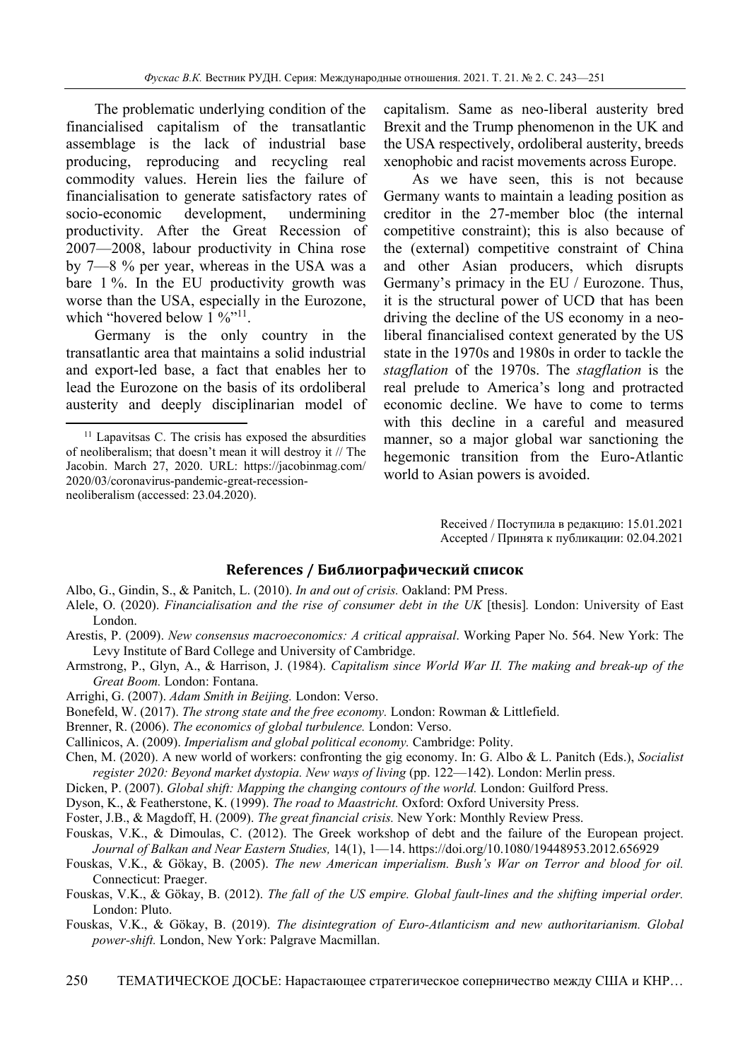The problematic underlying condition of the financialised capitalism of the transatlantic assemblage is the lack of industrial base producing, reproducing and recycling real commodity values. Herein lies the failure of financialisation to generate satisfactory rates of socio-economic development, undermining productivity. After the Great Recession of 2007—2008, labour productivity in China rose by 7—8 % per year, whereas in the USA was a bare 1 %. In the EU productivity growth was worse than the USA, especially in the Eurozone, which "hovered below 1 %"[11].

Germany is the only country in the transatlantic area that maintains a solid industrial and export-led base, a fact that enables her to lead the Eurozone on the basis of its ordoliberal austerity and deeply disciplinarian model of capitalism. Same as neo-liberal austerity bred Brexit and the Trump phenomenon in the UK and the USA respectively, ordoliberal austerity, breeds xenophobic and racist movements across Europe.

As we have seen, this is not because Germany wants to maintain a leading position as creditor in the 27-member bloc (the internal competitive constraint); this is also because of the (external) competitive constraint of China and other Asian producers, which disrupts Germany's primacy in the EU / Eurozone. Thus, it is the structural power of UCD that has been driving the decline of the US economy in a neo-liberal financialised context generated by the US state in the 1970s and 1980s in order to tackle the *stagflation* of the 1970s. The *stagflation* is the real prelude to America's long and protracted economic decline. We have to come to terms with this decline in a careful and measured manner, so a major global war sanctioning the hegemonic transition from the Euro-Atlantic world to Asian powers is avoided.

[11] Lapavitsas C. The crisis has exposed the absurdities of neoliberalism; that doesn't mean it will destroy it // The Jacobin. March 27, 2020. URL: https://jacobinmag.com/2020/03/coronavirus-pandemic-great-recession-neoliberalism (accessed: 23.04.2020).

Received / Поступила в редакцию: 15.01.2021
Accepted / Принята к публикации: 02.04.2021

## References / Библиографический список

Albo, G., Gindin, S., & Panitch, L. (2010). *In and out of crisis.* Oakland: PM Press.

Alele, O. (2020). *Financialisation and the rise of consumer debt in the UK* [thesis]. London: University of East London.

Arestis, P. (2009). *New consensus macroeconomics: A critical appraisal*. Working Paper No. 564. New York: The Levy Institute of Bard College and University of Cambridge.

Armstrong, P., Glyn, A., & Harrison, J. (1984). *Capitalism since World War II. The making and break-up of the Great Boom.* London: Fontana.

Arrighi, G. (2007). *Adam Smith in Beijing.* London: Verso.

Bonefeld, W. (2017). *The strong state and the free economy.* London: Rowman & Littlefield.

Brenner, R. (2006). *The economics of global turbulence.* London: Verso.

Callinicos, A. (2009). *Imperialism and global political economy.* Cambridge: Polity.

Chen, M. (2020). A new world of workers: confronting the gig economy. In: G. Albo & L. Panitch (Eds.), *Socialist register 2020: Beyond market dystopia. New ways of living* (pp. 122—142). London: Merlin press.

Dicken, P. (2007). *Global shift: Mapping the changing contours of the world.* London: Guilford Press.

Dyson, K., & Featherstone, K. (1999). *The road to Maastricht.* Oxford: Oxford University Press.

Foster, J.B., & Magdoff, H. (2009). *The great financial crisis.* New York: Monthly Review Press.

Fouskas, V.K., & Dimoulas, C. (2012). The Greek workshop of debt and the failure of the European project. *Journal of Balkan and Near Eastern Studies,* 14(1), 1—14. https://doi.org/10.1080/19448953.2012.656929

Fouskas, V.K., & Gökay, B. (2005). *The new American imperialism. Bush's War on Terror and blood for oil.* Connecticut: Praeger.

Fouskas, V.K., & Gökay, B. (2012). *The fall of the US empire. Global fault-lines and the shifting imperial order.* London: Pluto.

Fouskas, V.K., & Gökay, B. (2019). *The disintegration of Euro-Atlanticism and new authoritarianism. Global power-shift.* London, New York: Palgrave Macmillan.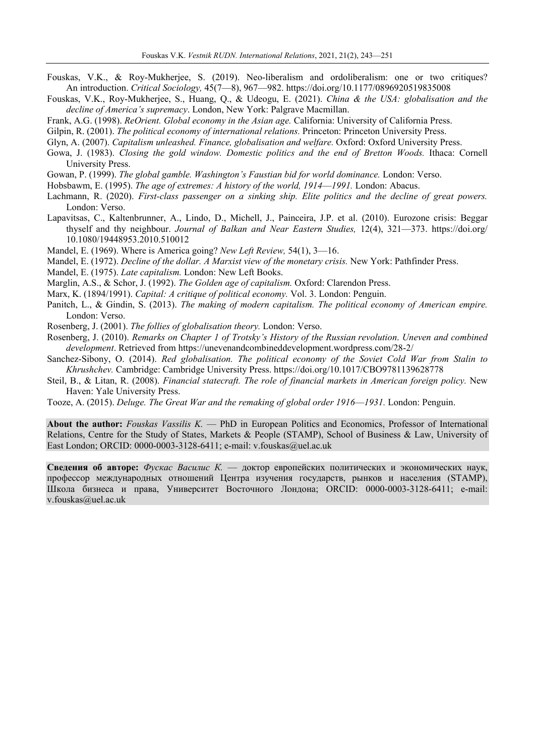Fouskas, V.K., & Roy-Mukherjee, S. (2019). Neo-liberalism and ordoliberalism: one or two critiques? An introduction. *Critical Sociology,* 45(7—8), 967—982. https://doi.org/10.1177/0896920519835008

Fouskas, V.K., Roy-Mukherjee, S., Huang, Q., & Udeogu, E. (2021). *China & the USA: globalisation and the decline of America's supremacy*. London, New York: Palgrave Macmillan.

Frank, A.G. (1998). *ReOrient. Global economy in the Asian age.* California: University of California Press.

Gilpin, R. (2001). *The political economy of international relations.* Princeton: Princeton University Press.

Glyn, A. (2007). *Capitalism unleashed. Finance, globalisation and welfare.* Oxford: Oxford University Press.

Gowa, J. (1983). *Closing the gold window. Domestic politics and the end of Bretton Woods.* Ithaca: Cornell University Press.

Gowan, P. (1999). *The global gamble. Washington's Faustian bid for world dominance.* London: Verso.

Hobsbawm, E. (1995). *The age of extremes: A history of the world, 1914—1991.* London: Abacus.

Lachmann, R. (2020). *First-class passenger on a sinking ship. Elite politics and the decline of great powers.* London: Verso.

Lapavitsas, C., Kaltenbrunner, A., Lindo, D., Michell, J., Painceira, J.P. et al. (2010). Eurozone crisis: Beggar thyself and thy neighbour. *Journal of Balkan and Near Eastern Studies,* 12(4), 321—373. https://doi.org/10.1080/19448953.2010.510012

Mandel, E. (1969). Where is America going? *New Left Review,* 54(1), 3—16.

Mandel, E. (1972). *Decline of the dollar. A Marxist view of the monetary crisis.* New York: Pathfinder Press.

Mandel, E. (1975). *Late capitalism.* London: New Left Books.

Marglin, A.S., & Schor, J. (1992). *The Golden age of capitalism.* Oxford: Clarendon Press.

Marx, K. (1894/1991). *Capital: A critique of political economy.* Vol. 3. London: Penguin.

Panitch, L., & Gindin, S. (2013). *The making of modern capitalism. The political economy of American empire.* London: Verso.

Rosenberg, J. (2001). *The follies of globalisation theory.* London: Verso.

Rosenberg, J. (2010). *Remarks on Chapter 1 of Trotsky's History of the Russian revolution*. *Uneven and combined development*. Retrieved from https://unevenandcombineddevelopment.wordpress.com/28-2/

Sanchez-Sibony, O. (2014). *Red globalisation. The political economy of the Soviet Cold War from Stalin to Khrushchev.* Cambridge: Cambridge University Press. https://doi.org/10.1017/CBO9781139628778

Steil, B., & Litan, R. (2008). *Financial statecraft. The role of financial markets in American foreign policy.* New Haven: Yale University Press.

Tooze, A. (2015). *Deluge. The Great War and the remaking of global order 1916—1931.* London: Penguin.

**About the author:** *Fouskas Vassilis K.* — PhD in European Politics and Economics, Professor of International Relations, Centre for the Study of States, Markets & People (STAMP), School of Business & Law, University of East London; ORCID: 0000-0003-3128-6411; e-mail: v.fouskas@uel.ac.uk

**Сведения об авторе:** *Фускас Василис К.* — доктор европейских политических и экономических наук, профессор международных отношений Центра изучения государств, рынков и населения (STAMP), Школа бизнеса и права, Университет Восточного Лондона; ORCID: 0000-0003-3128-6411; e-mail: v.fouskas@uel.ac.uk